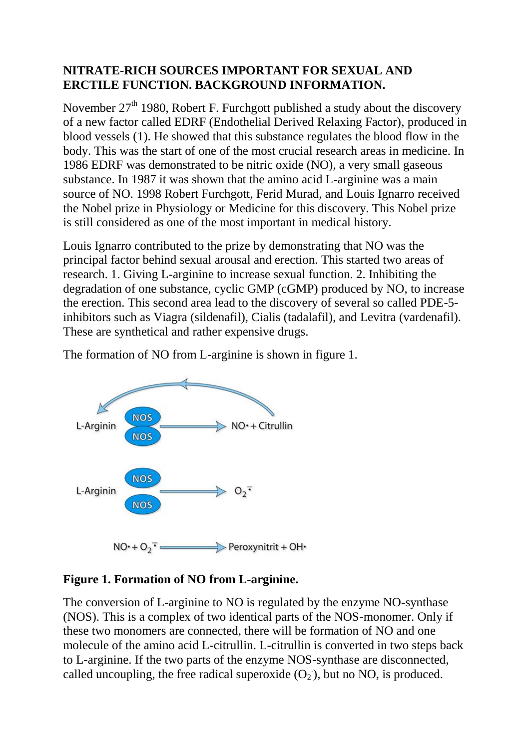**NITRATE-RICH SOURCES IMPORTANT FOR SEXUAL AND ERCTILE FUNCTION. BACKGROUND INFORMATION.**

November 27th 1980, Robert F. Furchgott published a study about the discovery of a new factor called EDRF (Endothelial Derived Relaxing Factor), produced in blood vessels (1). He showed that this substance regulates the blood flow in the body. This was the start of one of the most crucial research areas in medicine. In 1986 EDRF was demonstrated to be nitric oxide (NO), a very small gaseous substance. In 1987 it was shown that the amino acid L-arginine was a main source of NO. 1998 Robert Furchgott, Ferid Murad, and Louis Ignarro received the Nobel prize in Physiology or Medicine for this discovery. This Nobel prize is still considered as one of the most important in medical history.

Louis Ignarro contributed to the prize by demonstrating that NO was the principal factor behind sexual arousal and erection. This started two areas of research. 1. Giving L-arginine to increase sexual function. 2. Inhibiting the degradation of one substance, cyclic GMP (cGMP) produced by NO, to increase the erection. This second area lead to the discovery of several so called PDE-5-inhibitors such as Viagra (sildenafil), Cialis (tadalafil), and Levitra (vardenafil). These are synthetical and rather expensive drugs.

The formation of NO from L-arginine is shown in figure 1.

L-Arginin —(NOS/NOS)→ NO• + Citrullin

L-Arginin —(NOS / NOS)→ $O_2^{\bar{\cdot}}$

NO• + $O_2^{\bar{\cdot}}$ → Peroxynitrit + OH•

**Figure 1. Formation of NO from L-arginine.**

The conversion of L-arginine to NO is regulated by the enzyme NO-synthase (NOS). This is a complex of two identical parts of the NOS-monomer. Only if these two monomers are connected, there will be formation of NO and one molecule of the amino acid L-citrullin. L-citrullin is converted in two steps back to L-arginine. If the two parts of the enzyme NOS-synthase are disconnected, called uncoupling, the free radical superoxide ($O_2^{\cdot}$), but no NO, is produced.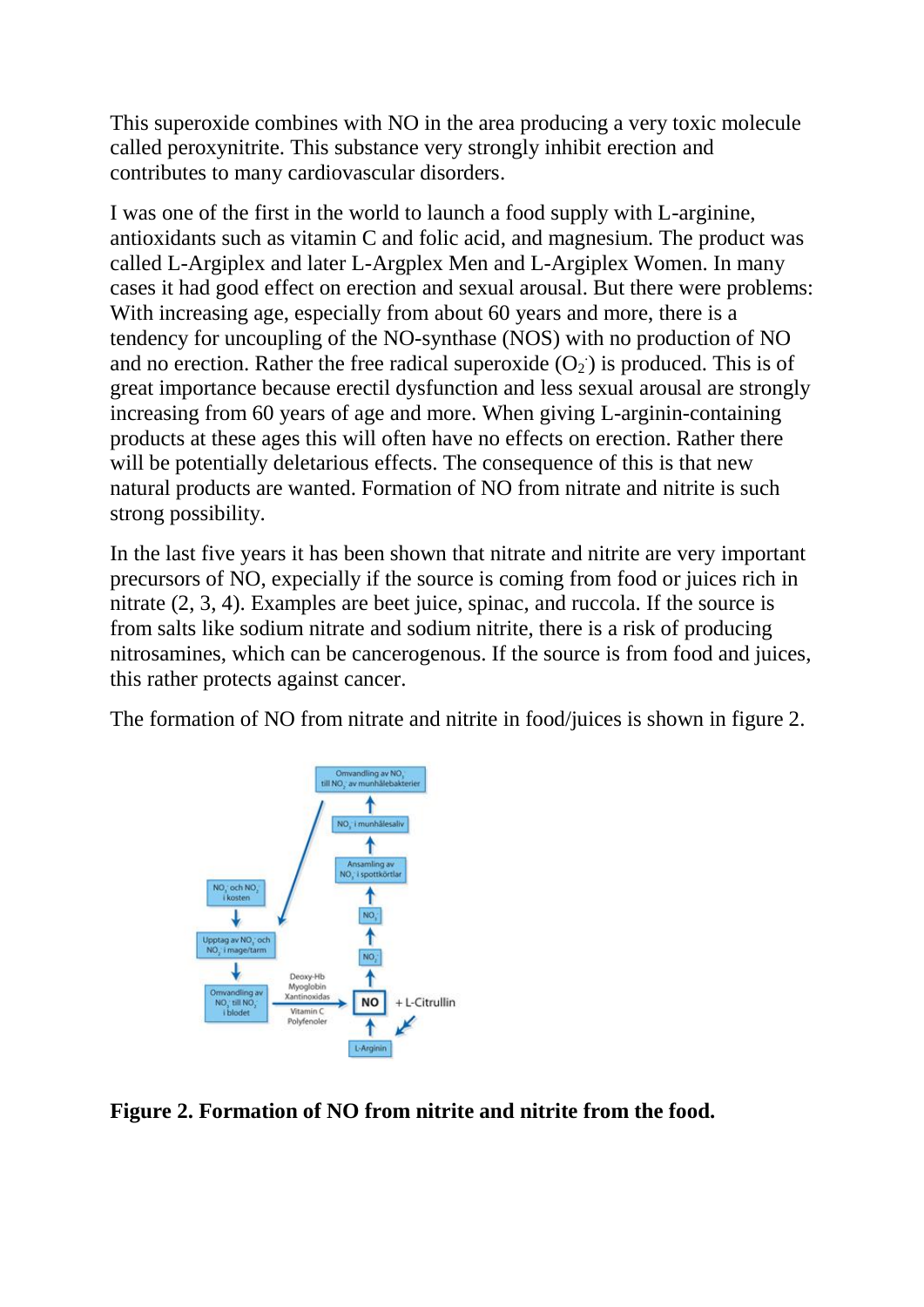This superoxide combines with NO in the area producing a very toxic molecule called peroxynitrite. This substance very strongly inhibit erection and contributes to many cardiovascular disorders.

I was one of the first in the world to launch a food supply with L-arginine, antioxidants such as vitamin C and folic acid, and magnesium. The product was called L-Argiplex and later L-Argplex Men and L-Argiplex Women. In many cases it had good effect on erection and sexual arousal. But there were problems: With increasing age, especially from about 60 years and more, there is a tendency for uncoupling of the NO-synthase (NOS) with no production of NO and no erection. Rather the free radical superoxide ($O_2^{-}$) is produced. This is of great importance because erectil dysfunction and less sexual arousal are strongly increasing from 60 years of age and more. When giving L-arginin-containing products at these ages this will often have no effects on erection. Rather there will be potentially deletarious effects. The consequence of this is that new natural products are wanted. Formation of NO from nitrate and nitrite is such strong possibility.

In the last five years it has been shown that nitrate and nitrite are very important precursors of NO, expecially if the source is coming from food or juices rich in nitrate (2, 3, 4). Examples are beet juice, spinac, and ruccola. If the source is from salts like sodium nitrate and sodium nitrite, there is a risk of producing nitrosamines, which can be cancerogenous. If the source is from food and juices, this rather protects against cancer.

The formation of NO from nitrate and nitrite in food/juices is shown in figure 2.

**Figure 2. Formation of NO from nitrite and nitrite from the food.**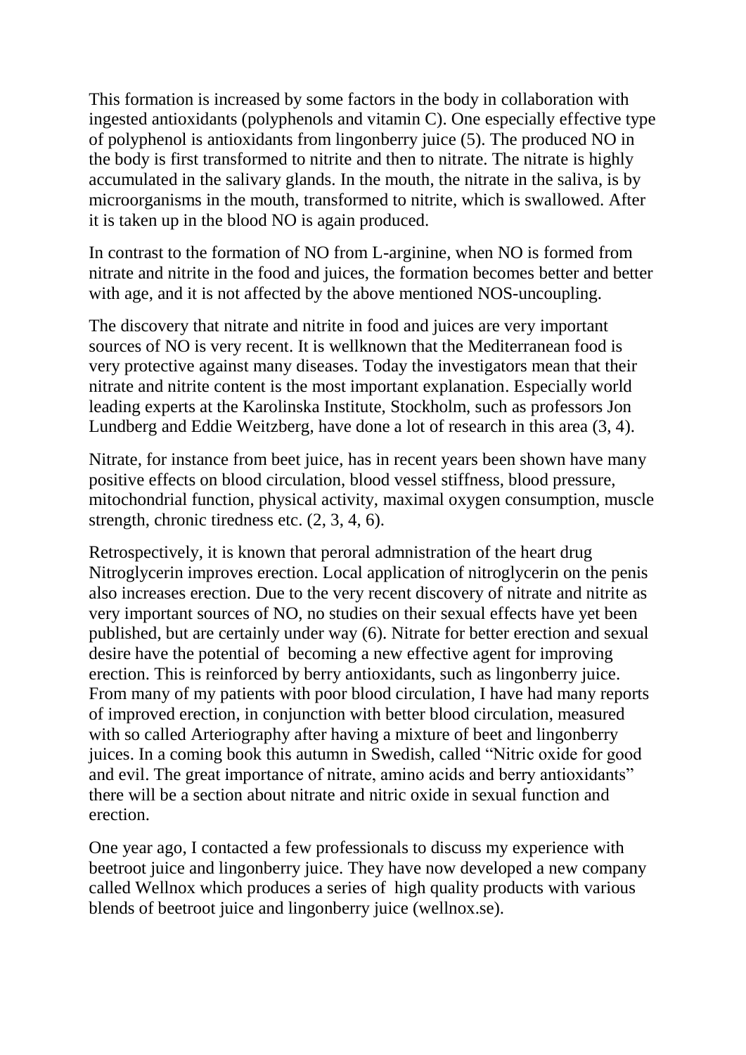This formation is increased by some factors in the body in collaboration with ingested antioxidants (polyphenols and vitamin C). One especially effective type of polyphenol is antioxidants from lingonberry juice (5). The produced NO in the body is first transformed to nitrite and then to nitrate. The nitrate is highly accumulated in the salivary glands. In the mouth, the nitrate in the saliva, is by microorganisms in the mouth, transformed to nitrite, which is swallowed. After it is taken up in the blood NO is again produced.

In contrast to the formation of NO from L-arginine, when NO is formed from nitrate and nitrite in the food and juices, the formation becomes better and better with age, and it is not affected by the above mentioned NOS-uncoupling.

The discovery that nitrate and nitrite in food and juices are very important sources of NO is very recent. It is wellknown that the Mediterranean food is very protective against many diseases. Today the investigators mean that their nitrate and nitrite content is the most important explanation. Especially world leading experts at the Karolinska Institute, Stockholm, such as professors Jon Lundberg and Eddie Weitzberg, have done a lot of research in this area (3, 4).

Nitrate, for instance from beet juice, has in recent years been shown have many positive effects on blood circulation, blood vessel stiffness, blood pressure, mitochondrial function, physical activity, maximal oxygen consumption, muscle strength, chronic tiredness etc. (2, 3, 4, 6).

Retrospectively, it is known that peroral admnistration of the heart drug Nitroglycerin improves erection. Local application of nitroglycerin on the penis also increases erection. Due to the very recent discovery of nitrate and nitrite as very important sources of NO, no studies on their sexual effects have yet been published, but are certainly under way (6). Nitrate for better erection and sexual desire have the potential of becoming a new effective agent for improving erection. This is reinforced by berry antioxidants, such as lingonberry juice. From many of my patients with poor blood circulation, I have had many reports of improved erection, in conjunction with better blood circulation, measured with so called Arteriography after having a mixture of beet and lingonberry juices. In a coming book this autumn in Swedish, called "Nitric oxide for good and evil. The great importance of nitrate, amino acids and berry antioxidants" there will be a section about nitrate and nitric oxide in sexual function and erection.

One year ago, I contacted a few professionals to discuss my experience with beetroot juice and lingonberry juice. They have now developed a new company called Wellnox which produces a series of high quality products with various blends of beetroot juice and lingonberry juice (wellnox.se).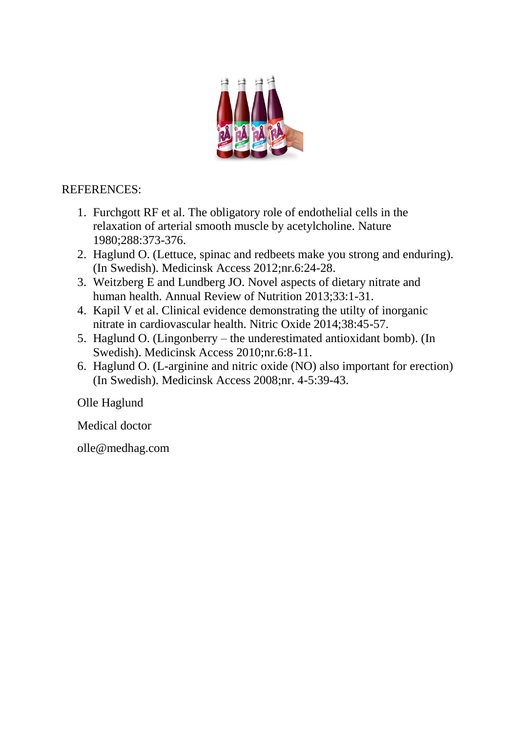REFERENCES:

1. Furchgott RF et al. The obligatory role of endothelial cells in the relaxation of arterial smooth muscle by acetylcholine. Nature 1980;288:373-376.
2. Haglund O. (Lettuce, spinac and redbeets make you strong and enduring). (In Swedish). Medicinsk Access 2012;nr.6:24-28.
3. Weitzberg E and Lundberg JO. Novel aspects of dietary nitrate and human health. Annual Review of Nutrition 2013;33:1-31.
4. Kapil V et al. Clinical evidence demonstrating the utilty of inorganic nitrate in cardiovascular health. Nitric Oxide 2014;38:45-57.
5. Haglund O. (Lingonberry – the underestimated antioxidant bomb). (In Swedish). Medicinsk Access 2010;nr.6:8-11.
6. Haglund O. (L-arginine and nitric oxide (NO) also important for erection) (In Swedish). Medicinsk Access 2008;nr. 4-5:39-43.

Olle Haglund

Medical doctor

olle@medhag.com